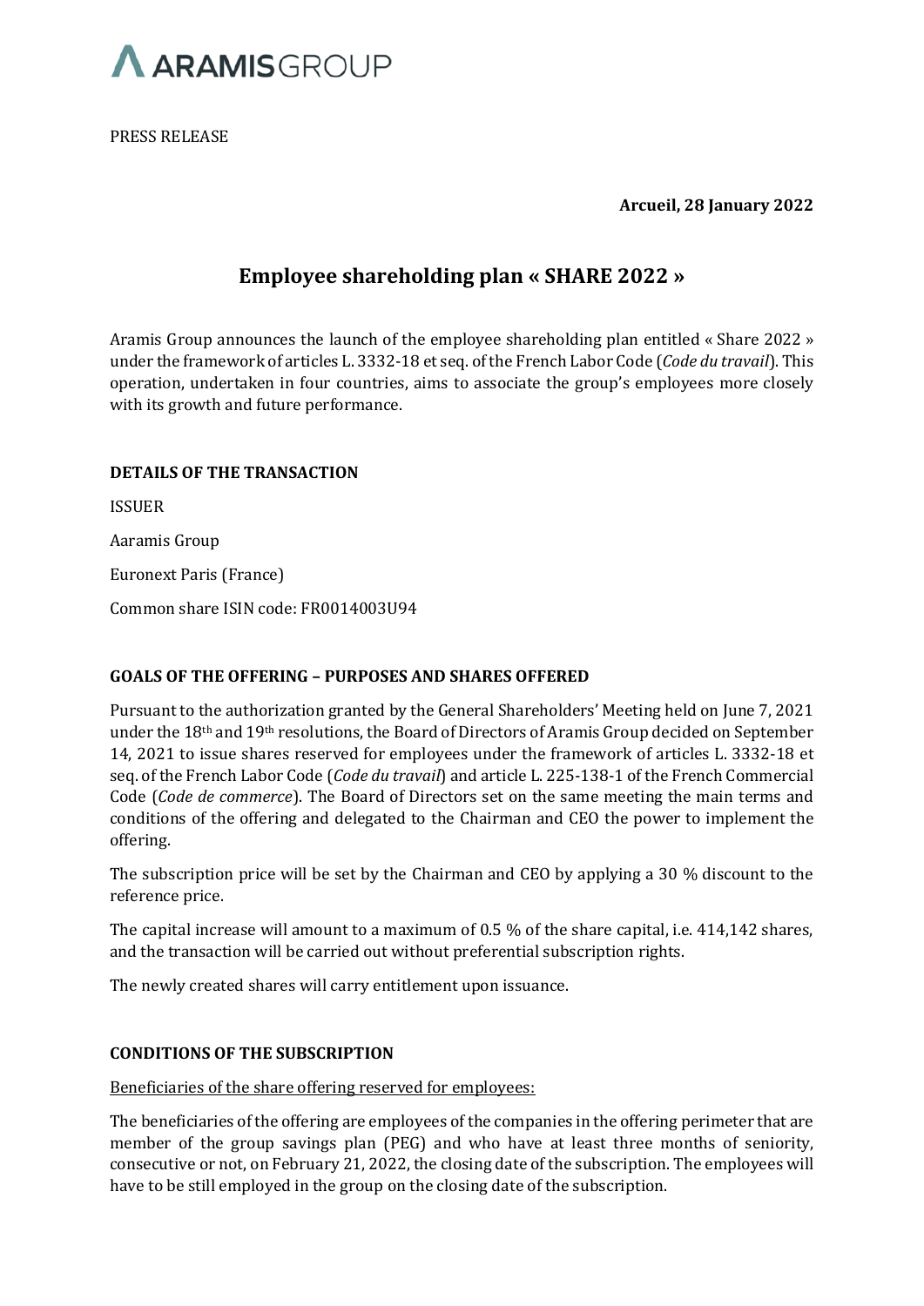PRESS RELEASE

**Arcueil, 28 January 2022**

# Employee shareholding plan « SHARE 2022 »

Aramis Group announces the launch of the employee shareholding plan entitled « Share 2022 » under the framework of articles L. 3332-18 et seq. of the French Labor Code (*Code du travail*). This operation, undertaken in four countries, aims to associate the group's employees more closely with its growth and future performance.

## DETAILS OF THE TRANSACTION

ISSUER

Aaramis Group

Euronext Paris (France)

Common share ISIN code: FR0014003U94

## GOALS OF THE OFFERING – PURPOSES AND SHARES OFFERED

Pursuant to the authorization granted by the General Shareholders' Meeting held on June 7, 2021 under the 18th and 19th resolutions, the Board of Directors of Aramis Group decided on September 14, 2021 to issue shares reserved for employees under the framework of articles L. 3332-18 et seq. of the French Labor Code (*Code du travail*) and article L. 225-138-1 of the French Commercial Code (*Code de commerce*). The Board of Directors set on the same meeting the main terms and conditions of the offering and delegated to the Chairman and CEO the power to implement the offering.

The subscription price will be set by the Chairman and CEO by applying a 30 % discount to the reference price.

The capital increase will amount to a maximum of 0.5 % of the share capital, i.e. 414,142 shares, and the transaction will be carried out without preferential subscription rights.

The newly created shares will carry entitlement upon issuance.

## CONDITIONS OF THE SUBSCRIPTION

Beneficiaries of the share offering reserved for employees:

The beneficiaries of the offering are employees of the companies in the offering perimeter that are member of the group savings plan (PEG) and who have at least three months of seniority, consecutive or not, on February 21, 2022, the closing date of the subscription. The employees will have to be still employed in the group on the closing date of the subscription.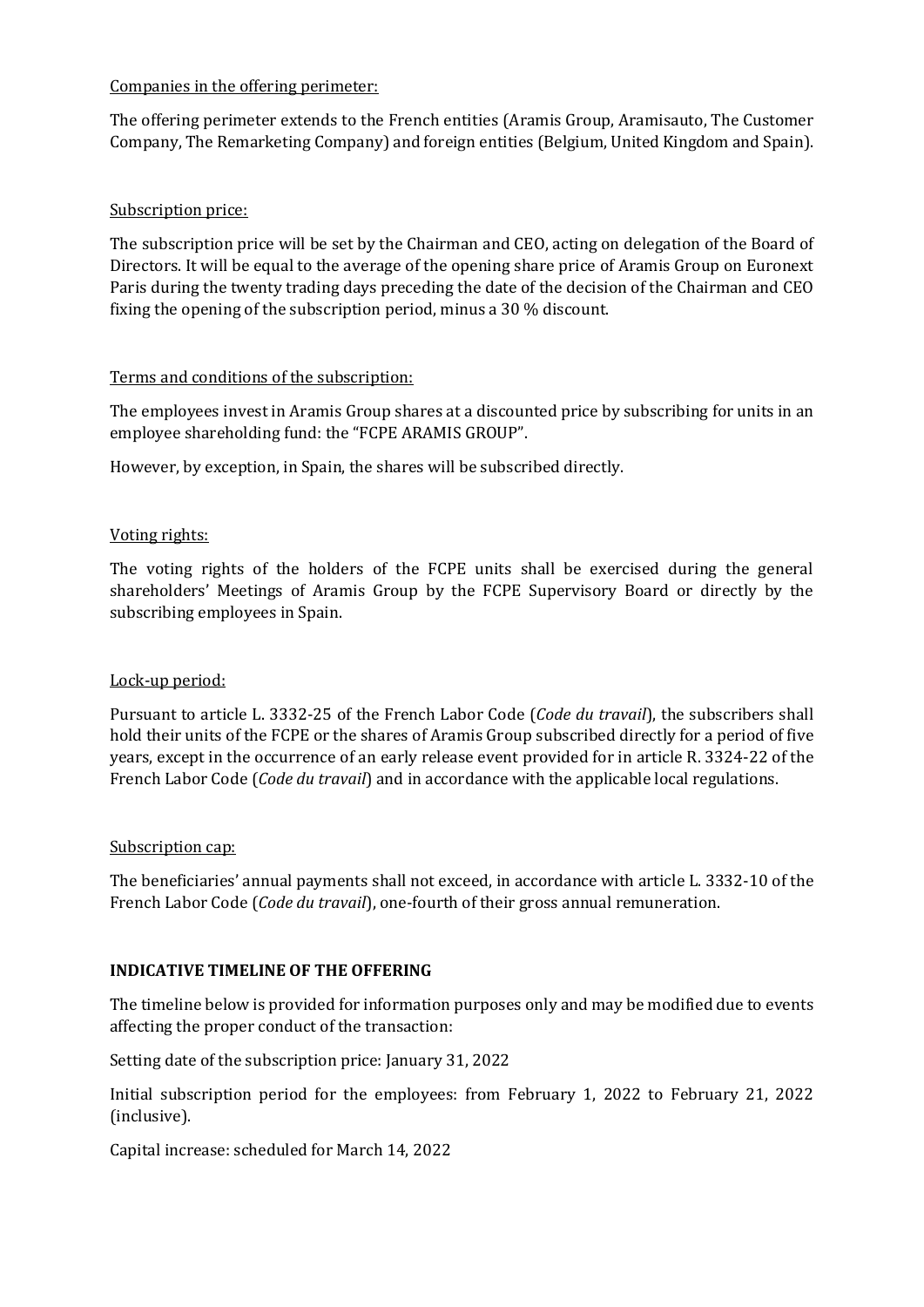Companies in the offering perimeter:

The offering perimeter extends to the French entities (Aramis Group, Aramisauto, The Customer Company, The Remarketing Company) and foreign entities (Belgium, United Kingdom and Spain).

Subscription price:

The subscription price will be set by the Chairman and CEO, acting on delegation of the Board of Directors. It will be equal to the average of the opening share price of Aramis Group on Euronext Paris during the twenty trading days preceding the date of the decision of the Chairman and CEO fixing the opening of the subscription period, minus a 30 % discount.

Terms and conditions of the subscription:

The employees invest in Aramis Group shares at a discounted price by subscribing for units in an employee shareholding fund: the "FCPE ARAMIS GROUP".

However, by exception, in Spain, the shares will be subscribed directly.

Voting rights:

The voting rights of the holders of the FCPE units shall be exercised during the general shareholders' Meetings of Aramis Group by the FCPE Supervisory Board or directly by the subscribing employees in Spain.

Lock-up period:

Pursuant to article L. 3332-25 of the French Labor Code (*Code du travail*), the subscribers shall hold their units of the FCPE or the shares of Aramis Group subscribed directly for a period of five years, except in the occurrence of an early release event provided for in article R. 3324-22 of the French Labor Code (*Code du travail*) and in accordance with the applicable local regulations.

Subscription cap:

The beneficiaries' annual payments shall not exceed, in accordance with article L. 3332-10 of the French Labor Code (*Code du travail*), one-fourth of their gross annual remuneration.

**INDICATIVE TIMELINE OF THE OFFERING**

The timeline below is provided for information purposes only and may be modified due to events affecting the proper conduct of the transaction:

Setting date of the subscription price: January 31, 2022

Initial subscription period for the employees: from February 1, 2022 to February 21, 2022 (inclusive).

Capital increase: scheduled for March 14, 2022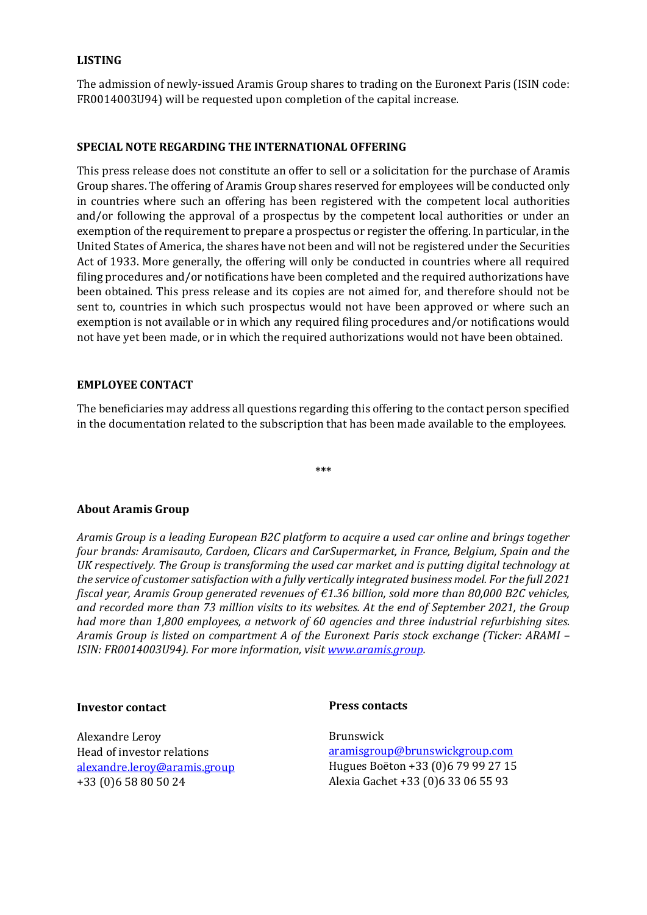**LISTING**

The admission of newly-issued Aramis Group shares to trading on the Euronext Paris (ISIN code: FR0014003U94) will be requested upon completion of the capital increase.

**SPECIAL NOTE REGARDING THE INTERNATIONAL OFFERING**

This press release does not constitute an offer to sell or a solicitation for the purchase of Aramis Group shares. The offering of Aramis Group shares reserved for employees will be conducted only in countries where such an offering has been registered with the competent local authorities and/or following the approval of a prospectus by the competent local authorities or under an exemption of the requirement to prepare a prospectus or register the offering. In particular, in the United States of America, the shares have not been and will not be registered under the Securities Act of 1933. More generally, the offering will only be conducted in countries where all required filing procedures and/or notifications have been completed and the required authorizations have been obtained. This press release and its copies are not aimed for, and therefore should not be sent to, countries in which such prospectus would not have been approved or where such an exemption is not available or in which any required filing procedures and/or notifications would not have yet been made, or in which the required authorizations would not have been obtained.

**EMPLOYEE CONTACT**

The beneficiaries may address all questions regarding this offering to the contact person specified in the documentation related to the subscription that has been made available to the employees.

***

**About Aramis Group**

*Aramis Group is a leading European B2C platform to acquire a used car online and brings together four brands: Aramisauto, Cardoen, Clicars and CarSupermarket, in France, Belgium, Spain and the UK respectively. The Group is transforming the used car market and is putting digital technology at the service of customer satisfaction with a fully vertically integrated business model. For the full 2021 fiscal year, Aramis Group generated revenues of €1.36 billion, sold more than 80,000 B2C vehicles, and recorded more than 73 million visits to its websites. At the end of September 2021, the Group had more than 1,800 employees, a network of 60 agencies and three industrial refurbishing sites. Aramis Group is listed on compartment A of the Euronext Paris stock exchange (Ticker: ARAMI – ISIN: FR0014003U94). For more information, visit [www.aramis.group](http://www.aramis.group).*

**Investor contact**

Alexandre Leroy
Head of investor relations
[alexandre.leroy@aramis.group](mailto:alexandre.leroy@aramis.group)
+33 (0)6 58 80 50 24

**Press contacts**

Brunswick
[aramisgroup@brunswickgroup.com](mailto:aramisgroup@brunswickgroup.com)
Hugues Boëton +33 (0)6 79 99 27 15
Alexia Gachet +33 (0)6 33 06 55 93